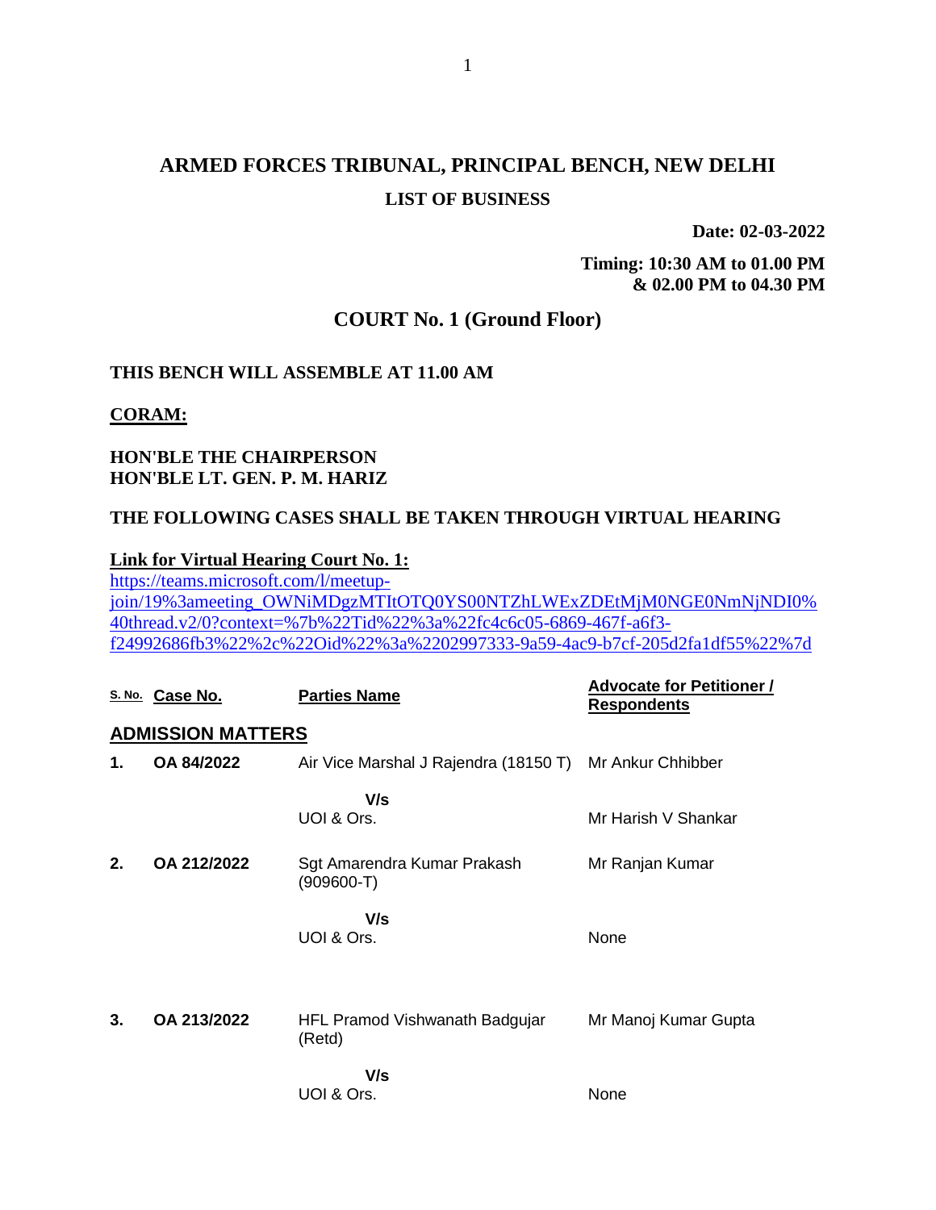# ARMED FORCES TRIBUNAL, PRINCIPAL BENCH, NEW DELHI

## LIST OF BUSINESS

**Date: 02-03-2022**

**Timing: 10:30 AM to 01.00 PM & 02.00 PM to 04.30 PM**

## COURT No. 1 (Ground Floor)

**THIS BENCH WILL ASSEMBLE AT 11.00 AM**

**CORAM:**

**HON'BLE THE CHAIRPERSON**
**HON'BLE LT. GEN. P. M. HARIZ**

**THE FOLLOWING CASES SHALL BE TAKEN THROUGH VIRTUAL HEARING**

**Link for Virtual Hearing Court No. 1:**
https://teams.microsoft.com/l/meetup-join/19%3ameeting_OWNiMDgzMTItOTQ0YS00NTZhLWExZDEtMjM0NGE0NmNjNDI0%40thread.v2/0?context=%7b%22Tid%22%3a%22fc4c6c05-6869-467f-a6f3-f24992686fb3%22%2c%22Oid%22%3a%2202997333-9a59-4ac9-b7cf-205d2fa1df55%22%7d

| S. No. | Case No. | Parties Name | Advocate for Petitioner / Respondents |
|---|---|---|---|
| **ADMISSION MATTERS** | | | |
| **1.** | **OA 84/2022** | Air Vice Marshal J Rajendra (18150 T) | Mr Ankur Chhibber |
| | | **V/s** | |
| | | UOI & Ors. | Mr Harish V Shankar |
| **2.** | **OA 212/2022** | Sgt Amarendra Kumar Prakash (909600-T) | Mr Ranjan Kumar |
| | | **V/s** | |
| | | UOI & Ors. | None |
| **3.** | **OA 213/2022** | HFL Pramod Vishwanath Badgujar (Retd) | Mr Manoj Kumar Gupta |
| | | **V/s** | |
| | | UOI & Ors. | None |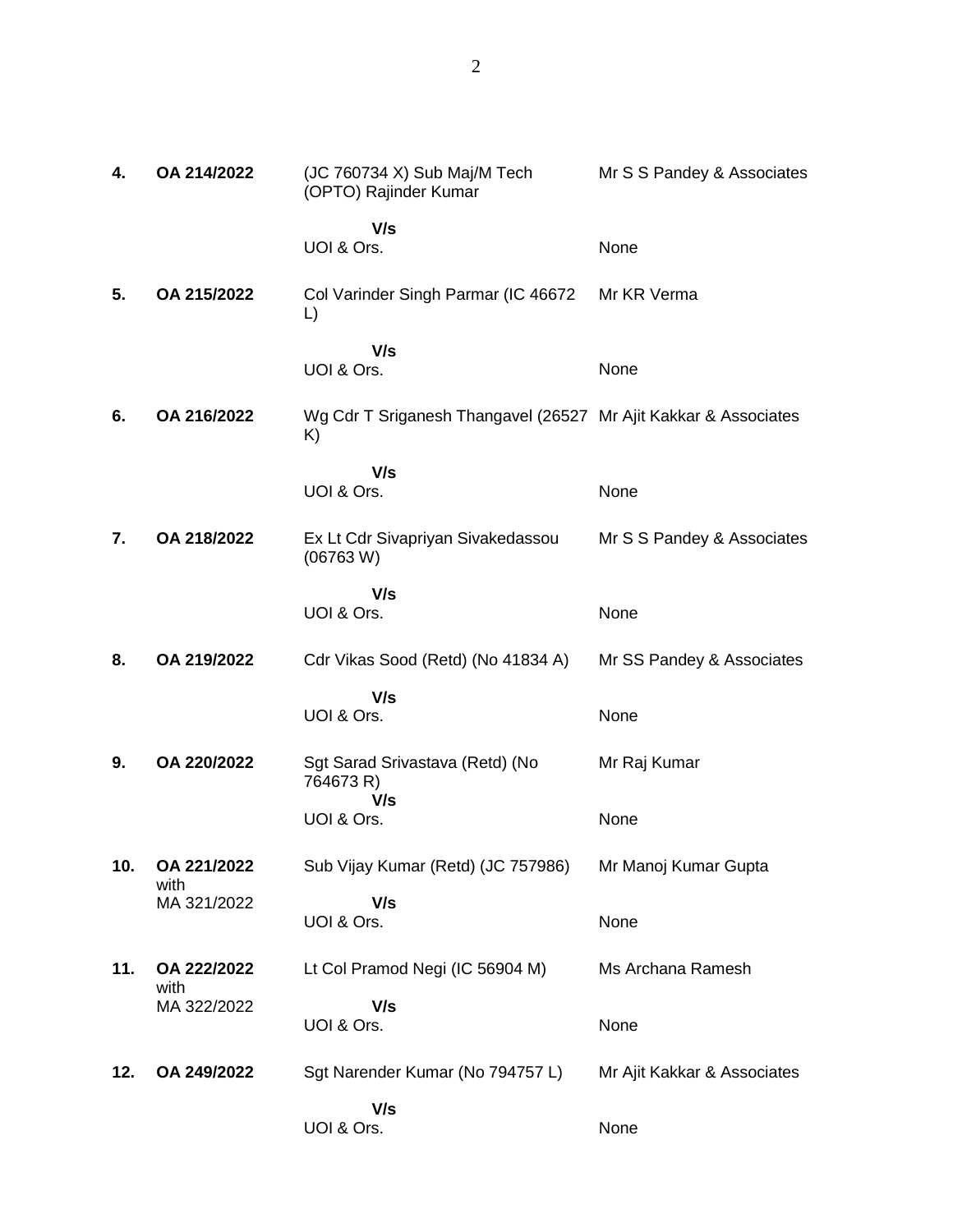| | | | |
|---|---|---|---|
| **4.** | **OA 214/2022** | (JC 760734 X) Sub Maj/M Tech (OPTO) Rajinder Kumar | Mr S S Pandey & Associates |
| | | **V/s** UOI & Ors. | None |
| **5.** | **OA 215/2022** | Col Varinder Singh Parmar (IC 46672 L) | Mr KR Verma |
| | | **V/s** UOI & Ors. | None |
| **6.** | **OA 216/2022** | Wg Cdr T Sriganesh Thangavel (26527 K) | Mr Ajit Kakkar & Associates |
| | | **V/s** UOI & Ors. | None |
| **7.** | **OA 218/2022** | Ex Lt Cdr Sivapriyan Sivakedassou (06763 W) | Mr S S Pandey & Associates |
| | | **V/s** UOI & Ors. | None |
| **8.** | **OA 219/2022** | Cdr Vikas Sood (Retd) (No 41834 A) | Mr SS Pandey & Associates |
| | | **V/s** UOI & Ors. | None |
| **9.** | **OA 220/2022** | Sgt Sarad Srivastava (Retd) (No 764673 R) | Mr Raj Kumar |
| | | **V/s** UOI & Ors. | None |
| **10.** | **OA 221/2022** with MA 321/2022 | Sub Vijay Kumar (Retd) (JC 757986) | Mr Manoj Kumar Gupta |
| | | **V/s** UOI & Ors. | None |
| **11.** | **OA 222/2022** with MA 322/2022 | Lt Col Pramod Negi (IC 56904 M) | Ms Archana Ramesh |
| | | **V/s** UOI & Ors. | None |
| **12.** | **OA 249/2022** | Sgt Narender Kumar (No 794757 L) | Mr Ajit Kakkar & Associates |
| | | **V/s** UOI & Ors. | None |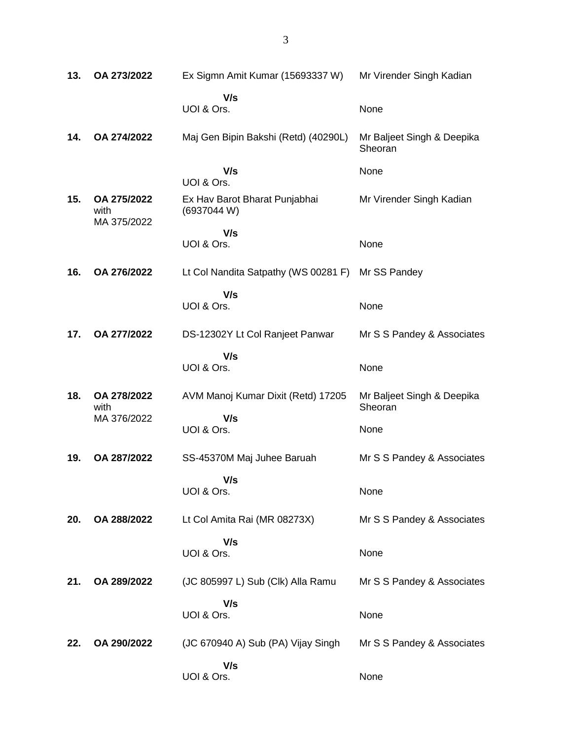| | | | |
|---|---|---|---|
| **13.** | **OA 273/2022** | Ex Sigmn Amit Kumar (15693337 W) | Mr Virender Singh Kadian |
| | | **V/s** UOI & Ors. | None |
| **14.** | **OA 274/2022** | Maj Gen Bipin Bakshi (Retd) (40290L) | Mr Baljeet Singh & Deepika Sheoran |
| | | **V/s** UOI & Ors. | None |
| **15.** | **OA 275/2022** with MA 375/2022 | Ex Hav Barot Bharat Punjabhai (6937044 W) | Mr Virender Singh Kadian |
| | | **V/s** UOI & Ors. | None |
| **16.** | **OA 276/2022** | Lt Col Nandita Satpathy (WS 00281 F) | Mr SS Pandey |
| | | **V/s** UOI & Ors. | None |
| **17.** | **OA 277/2022** | DS-12302Y Lt Col Ranjeet Panwar | Mr S S Pandey & Associates |
| | | **V/s** UOI & Ors. | None |
| **18.** | **OA 278/2022** with MA 376/2022 | AVM Manoj Kumar Dixit (Retd) 17205 | Mr Baljeet Singh & Deepika Sheoran |
| | | **V/s** UOI & Ors. | None |
| **19.** | **OA 287/2022** | SS-45370M Maj Juhee Baruah | Mr S S Pandey & Associates |
| | | **V/s** UOI & Ors. | None |
| **20.** | **OA 288/2022** | Lt Col Amita Rai (MR 08273X) | Mr S S Pandey & Associates |
| | | **V/s** UOI & Ors. | None |
| **21.** | **OA 289/2022** | (JC 805997 L) Sub (Clk) Alla Ramu | Mr S S Pandey & Associates |
| | | **V/s** UOI & Ors. | None |
| **22.** | **OA 290/2022** | (JC 670940 A) Sub (PA) Vijay Singh | Mr S S Pandey & Associates |
| | | **V/s** UOI & Ors. | None |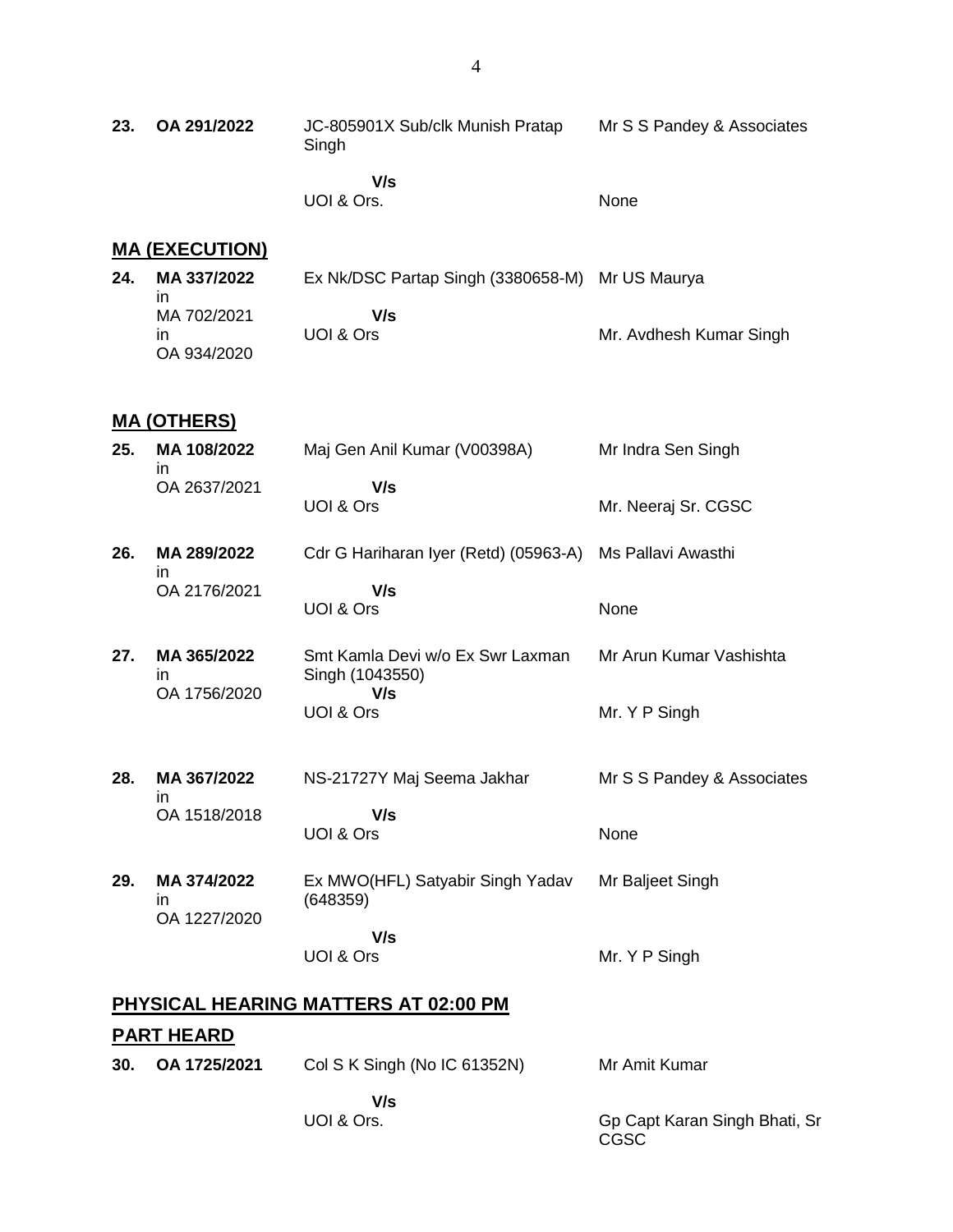| | | | |
|---|---|---|---|
| **23.** | **OA 291/2022** | JC-805901X Sub/clk Munish Pratap Singh<br>**V/s**<br>UOI & Ors. | Mr S S Pandey & Associates<br><br>None |

## MA (EXECUTION)

| | | | |
|---|---|---|---|
| **24.** | **MA 337/2022** in MA 702/2021 in OA 934/2020 | Ex Nk/DSC Partap Singh (3380658-M)<br>**V/s**<br>UOI & Ors | Mr US Maurya<br><br>Mr. Avdhesh Kumar Singh |

## MA (OTHERS)

| | | | |
|---|---|---|---|
| **25.** | **MA 108/2022** in OA 2637/2021 | Maj Gen Anil Kumar (V00398A)<br>**V/s**<br>UOI & Ors | Mr Indra Sen Singh<br><br>Mr. Neeraj Sr. CGSC |
| **26.** | **MA 289/2022** in OA 2176/2021 | Cdr G Hariharan Iyer (Retd) (05963-A)<br>**V/s**<br>UOI & Ors | Ms Pallavi Awasthi<br><br>None |
| **27.** | **MA 365/2022** in OA 1756/2020 | Smt Kamla Devi w/o Ex Swr Laxman Singh (1043550)<br>**V/s**<br>UOI & Ors | Mr Arun Kumar Vashishta<br><br>Mr. Y P Singh |
| **28.** | **MA 367/2022** in OA 1518/2018 | NS-21727Y Maj Seema Jakhar<br>**V/s**<br>UOI & Ors | Mr S S Pandey & Associates<br><br>None |
| **29.** | **MA 374/2022** in OA 1227/2020 | Ex MWO(HFL) Satyabir Singh Yadav (648359)<br>**V/s**<br>UOI & Ors | Mr Baljeet Singh<br><br>Mr. Y P Singh |

## PHYSICAL HEARING MATTERS AT 02:00 PM

## PART HEARD

| | | | |
|---|---|---|---|
| **30.** | **OA 1725/2021** | Col S K Singh (No IC 61352N)<br>**V/s**<br>UOI & Ors. | Mr Amit Kumar<br><br>Gp Capt Karan Singh Bhati, Sr CGSC |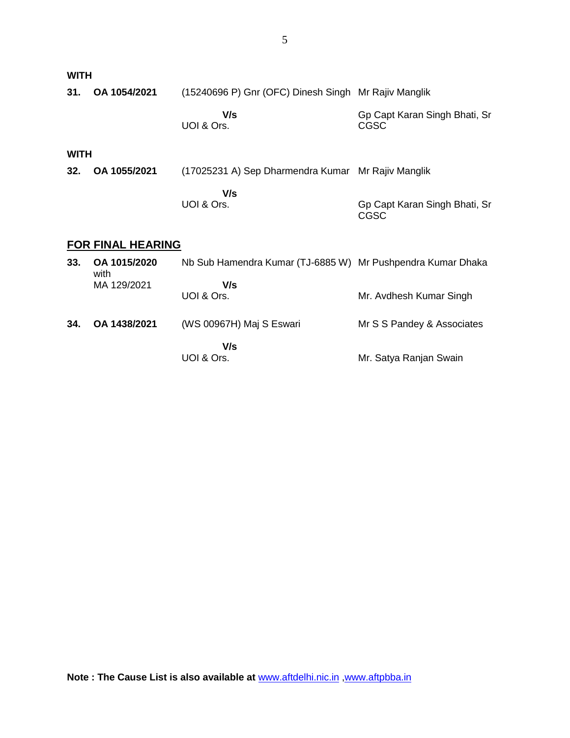**WITH**

| | | | |
|---|---|---|---|
| **31.** | **OA 1054/2021** | (15240696 P) Gnr (OFC) Dinesh Singh<br>**V/s**<br>UOI & Ors. | Mr Rajiv Manglik<br><br>Gp Capt Karan Singh Bhati, Sr CGSC |

**WITH**

| | | | |
|---|---|---|---|
| **32.** | **OA 1055/2021** | (17025231 A) Sep Dharmendra Kumar<br>**V/s**<br>UOI & Ors. | Mr Rajiv Manglik<br><br>Gp Capt Karan Singh Bhati, Sr CGSC |

## <u>FOR FINAL HEARING</u>

| | | | |
|---|---|---|---|
| **33.** | **OA 1015/2020**<br>with<br>MA 129/2021 | Nb Sub Hamendra Kumar (TJ-6885 W)<br>**V/s**<br>UOI & Ors. | Mr Pushpendra Kumar Dhaka<br><br>Mr. Avdhesh Kumar Singh |
| **34.** | **OA 1438/2021** | (WS 00967H) Maj S Eswari<br>**V/s**<br>UOI & Ors. | Mr S S Pandey & Associates<br><br>Mr. Satya Ranjan Swain |

**Note : The Cause List is also available at** www.aftdelhi.nic.in ,www.aftpbba.in